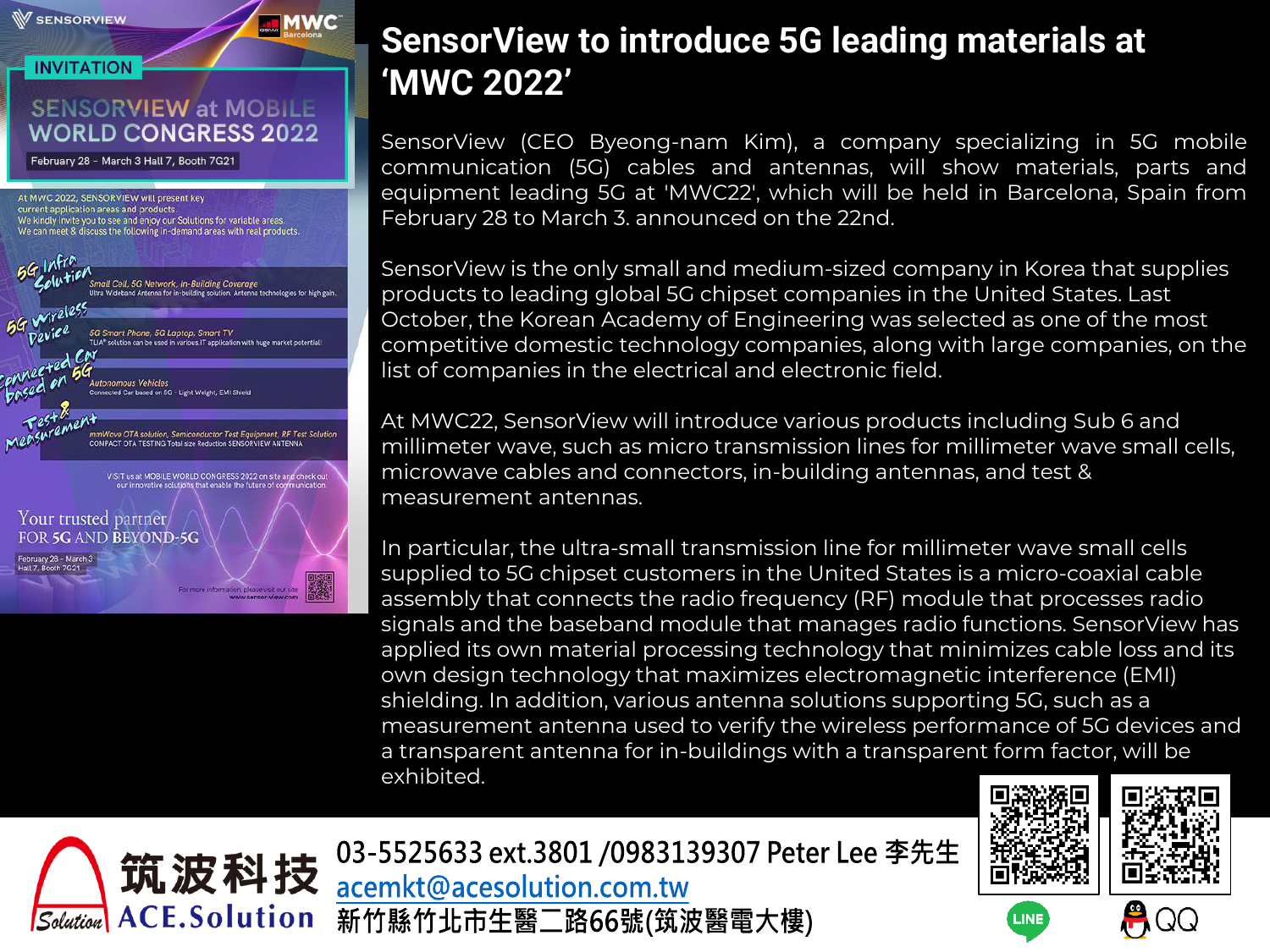# SensorView to introduce 5G leading materials at 'MWC 2022'

SensorView (CEO Byeong-nam Kim), a company specializing in 5G mobile communication (5G) cables and antennas, will show materials, parts and equipment leading 5G at 'MWC22', which will be held in Barcelona, Spain from February 28 to March 3. announced on the 22nd.

SensorView is the only small and medium-sized company in Korea that supplies products to leading global 5G chipset companies in the United States. Last October, the Korean Academy of Engineering was selected as one of the most competitive domestic technology companies, along with large companies, on the list of companies in the electrical and electronic field.

At MWC22, SensorView will introduce various products including Sub 6 and millimeter wave, such as micro transmission lines for millimeter wave small cells, microwave cables and connectors, in-building antennas, and test & measurement antennas.

In particular, the ultra-small transmission line for millimeter wave small cells supplied to 5G chipset customers in the United States is a micro-coaxial cable assembly that connects the radio frequency (RF) module that processes radio signals and the baseband module that manages radio functions. SensorView has applied its own material processing technology that minimizes cable loss and its own design technology that maximizes electromagnetic interference (EMI) shielding. In addition, various antenna solutions supporting 5G, such as a measurement antenna used to verify the wireless performance of 5G devices and a transparent antenna for in-buildings with a transparent form factor, will be exhibited.

筑波科技 ACE.Solution

03-5525633 ext.3801 /0983139307 Peter Lee 李先生

acemkt@acesolution.com.tw

新竹縣竹北市生醫二路66號(筑波醫電大樓)

LINE QQ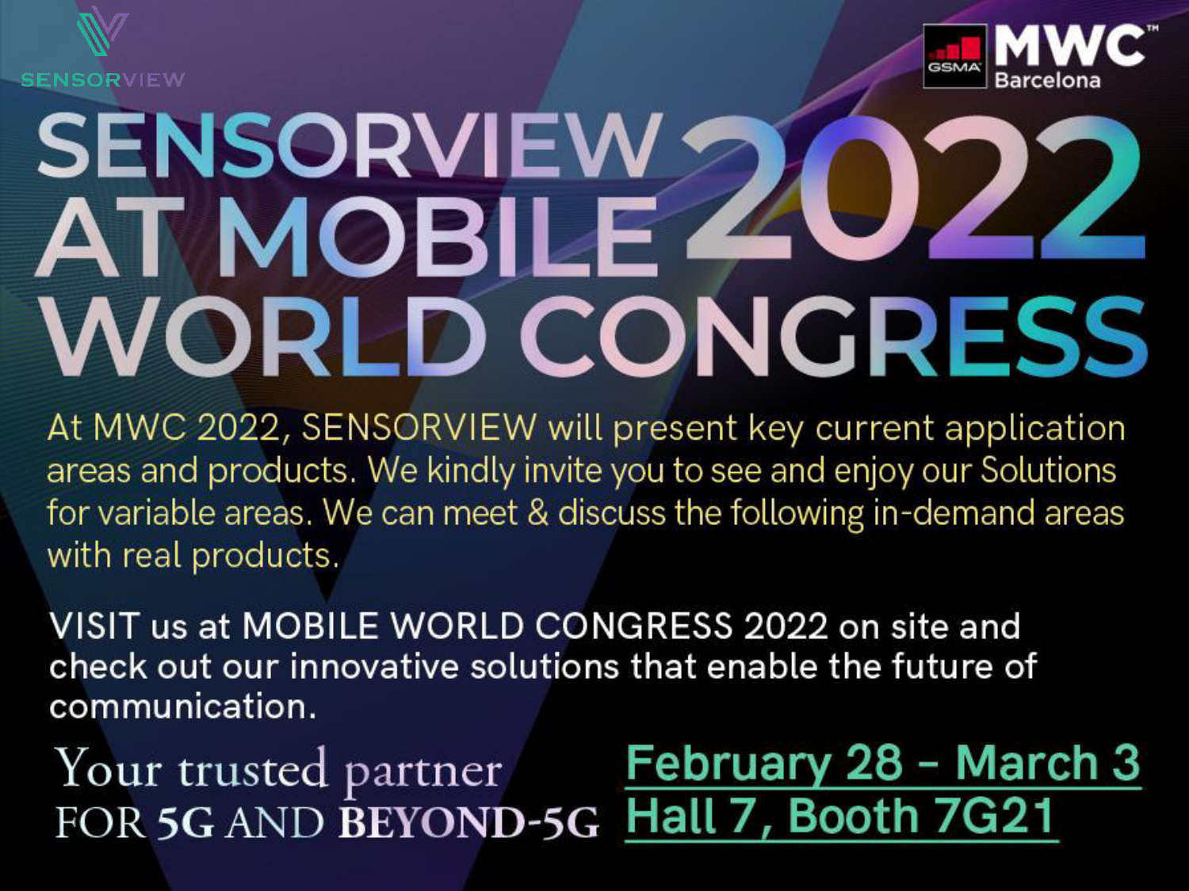SENSORVIEW

MWC Barcelona

# SENSORVIEW AT MOBILE WORLD CONGRESS 2022

At MWC 2022, SENSORVIEW will present key current application areas and products. We kindly invite you to see and enjoy our Solutions for variable areas. We can meet & discuss the following in-demand areas with real products.

VISIT us at MOBILE WORLD CONGRESS 2022 on site and check out our innovative solutions that enable the future of communication.

Your trusted partner
FOR **5G** AND **BEYOND-5G**

February 28 - March 3
Hall 7, Booth 7G21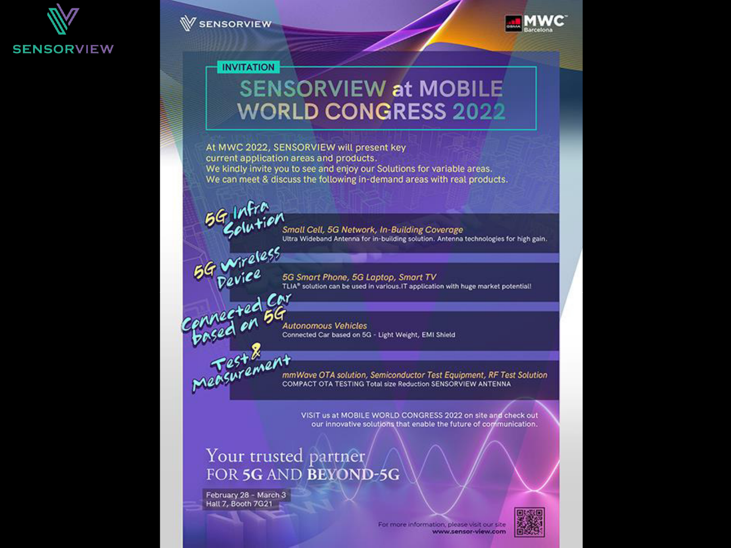SENSORVIEW

SENSORVIEW

MWC Barcelona

INVITATION

# SENSORVIEW at MOBILE WORLD CONGRESS 2022

At MWC 2022, SENSORVIEW will present key current application areas and products.
We kindly invite you to see and enjoy our Solutions for variable areas.
We can meet & discuss the following in-demand areas with real products.

**5G Infra Solution**

*Small Cell, 5G Network, In-Building Coverage*
Ultra Wideband Antenna for in-building solution. Antenna technologies for high gain.

**5G Wireless Device**

*5G Smart Phone, 5G Laptop, Smart TV*
TLIA® solution can be used in various.IT application with huge market potential!

**Connected Car based on 5G**

*Autonomous Vehicles*
Connected Car based on 5G - Light Weight, EMI Shield

**Test & Measurement**

*mmWave OTA solution, Semiconductor Test Equipment, RF Test Solution*
COMPACT OTA TESTING Total size Reduction SENSORVIEW ANTENNA

VISIT us at MOBILE WORLD CONGRESS 2022 on site and check out our innovative solutions that enable the future of communication.

## Your trusted partner FOR 5G AND BEYOND-5G

February 28 - March 3
Hall 7, Booth 7G21

For more information, please visit our site
www.sensor-view.com